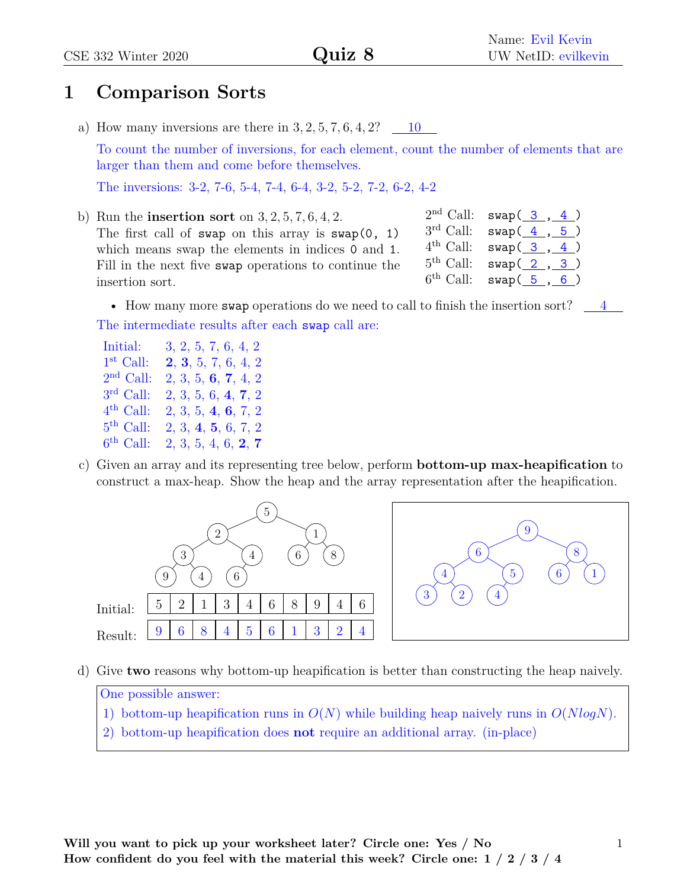Name: Evil Kevin
UW NetID: evilkevin

# Quiz 8

## 1 Comparison Sorts

a) How many inversions are there in $3, 2, 5, 7, 6, 4, 2$? 10

To count the number of inversions, for each element, count the number of elements that are larger than them and come before themselves.

The inversions: 3-2, 7-6, 5-4, 7-4, 6-4, 3-2, 5-2, 7-2, 6-2, 4-2

b) Run the **insertion sort** on $3, 2, 5, 7, 6, 4, 2$. The first call of `swap` on this array is `swap(0, 1)` which means swap the elements in indices `0` and `1`. Fill in the next five `swap` operations to continue the insertion sort.

- 2nd Call: `swap( 3 , 4 )`
- 3rd Call: `swap( 4 , 5 )`
- 4th Call: `swap( 3 , 4 )`
- 5th Call: `swap( 2 , 3 )`
- 6th Call: `swap( 5 , 6 )`

- How many more `swap` operations do we need to call to finish the insertion sort? 4

The intermediate results after each `swap` call are:

| | |
|---|---|
| Initial: | 3, 2, 5, 7, 6, 4, 2 |
| 1st Call: | **2**, **3**, 5, 7, 6, 4, 2 |
| 2nd Call: | 2, 3, 5, **6**, **7**, 4, 2 |
| 3rd Call: | 2, 3, 5, 6, **4**, **7**, 2 |
| 4th Call: | 2, 3, 5, **4**, **6**, 7, 2 |
| 5th Call: | 2, 3, **4**, **5**, 6, 7, 2 |
| 6th Call: | 2, 3, 5, 4, 6, **2**, **7** |

c) Given an array and its representing tree below, perform **bottom-up max-heapification** to construct a max-heap. Show the heap and the array representation after the heapification.

| | | | | | | | | | | |
|---|---|---|---|---|---|---|---|---|---|---|
| Initial: | 5 | 2 | 1 | 3 | 4 | 6 | 8 | 9 | 4 | 6 |
| Result: | 9 | 6 | 8 | 4 | 5 | 6 | 1 | 3 | 2 | 4 |

d) Give **two** reasons why bottom-up heapification is better than constructing the heap naively.

One possible answer:

1) bottom-up heapification runs in $O(N)$ while building heap naively runs in $O(NlogN)$.
2) bottom-up heapification does **not** require an additional array. (in-place)

**Will you want to pick up your worksheet later? Circle one: Yes / No**
**How confident do you feel with the material this week? Circle one: 1 / 2 / 3 / 4**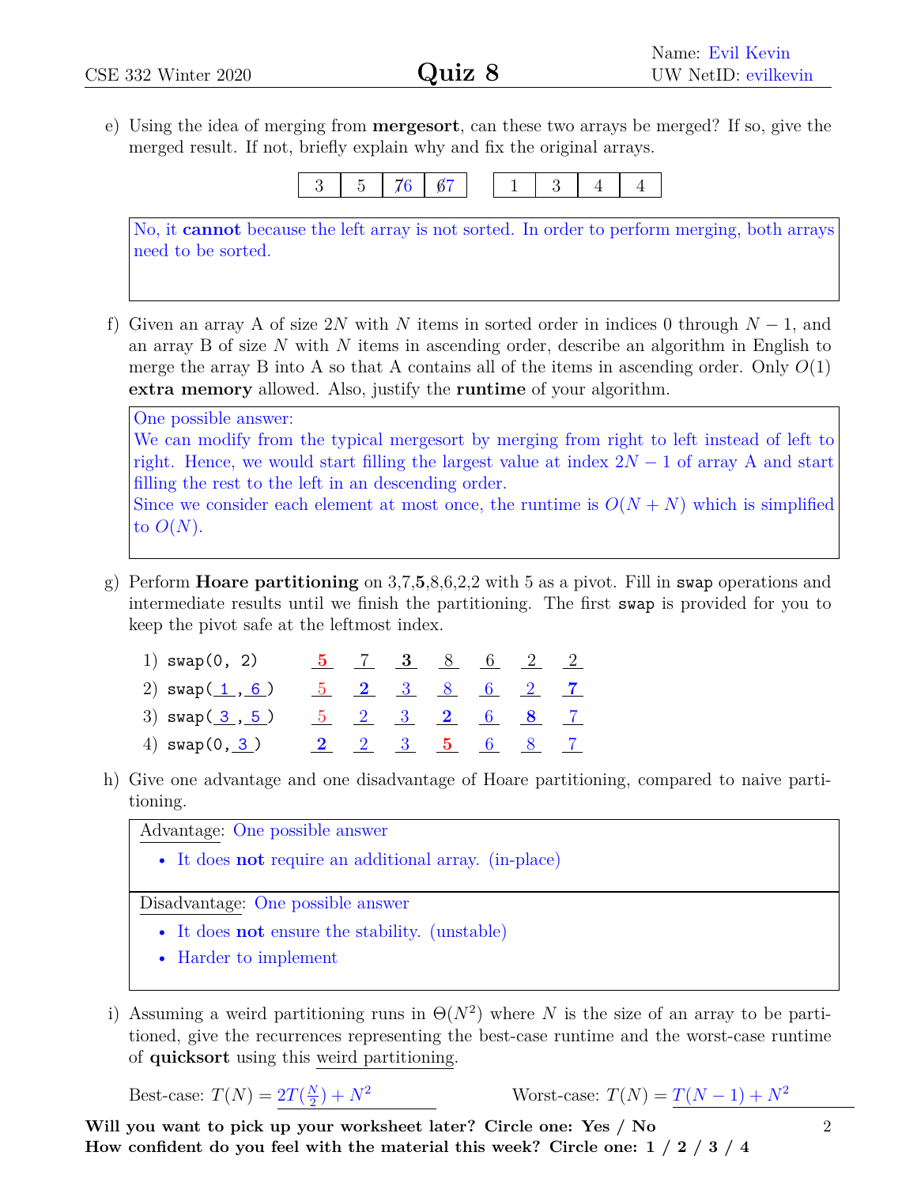e) Using the idea of merging from **mergesort**, can these two arrays be merged? If so, give the merged result. If not, briefly explain why and fix the original arrays.

| 3 | 5 | ~~7~~6 | ~~6~~7 |
|---|---|---|---|

| 1 | 3 | 4 | 4 |
|---|---|---|---|

No, it **cannot** because the left array is not sorted. In order to perform merging, both arrays need to be sorted.

f) Given an array A of size $2N$ with $N$ items in sorted order in indices 0 through $N-1$, and an array B of size $N$ with $N$ items in ascending order, describe an algorithm in English to merge the array B into A so that A contains all of the items in ascending order. Only $O(1)$ **extra memory** allowed. Also, justify the **runtime** of your algorithm.

One possible answer:
We can modify from the typical mergesort by merging from right to left instead of left to right. Hence, we would start filling the largest value at index $2N-1$ of array A and start filling the rest to the left in an descending order.
Since we consider each element at most once, the runtime is $O(N+N)$ which is simplified to $O(N)$.

g) Perform **Hoare partitioning** on 3,7,**5**,8,6,2,2 with 5 as a pivot. Fill in `swap` operations and intermediate results until we finish the partitioning. The first `swap` is provided for you to keep the pivot safe at the leftmost index.

| Step | | | | | | | |
|---|---|---|---|---|---|---|---|
| 1) `swap(0, 2)` | **5** | 7 | **3** | 8 | 6 | 2 | 2 |
| 2) `swap(1, 6)` | 5 | **2** | 3 | 8 | 6 | 2 | **7** |
| 3) `swap(3, 5)` | 5 | 2 | 3 | **2** | 6 | **8** | 7 |
| 4) `swap(0, 3)` | **2** | 2 | 3 | **5** | 6 | 8 | 7 |

h) Give one advantage and one disadvantage of Hoare partitioning, compared to naive partitioning.

Advantage: One possible answer

- It does **not** require an additional array. (in-place)

Disadvantage: One possible answer

- It does **not** ensure the stability. (unstable)
- Harder to implement

i) Assuming a weird partitioning runs in $\Theta(N^2)$ where $N$ is the size of an array to be partitioned, give the recurrences representing the best-case runtime and the worst-case runtime of **quicksort** using this weird partitioning.

Best-case: $T(N) = 2T(\frac{N}{2}) + N^2$

Worst-case: $T(N) = T(N-1) + N^2$

**Will you want to pick up your worksheet later? Circle one: Yes / No**
**How confident do you feel with the material this week? Circle one: 1 / 2 / 3 / 4**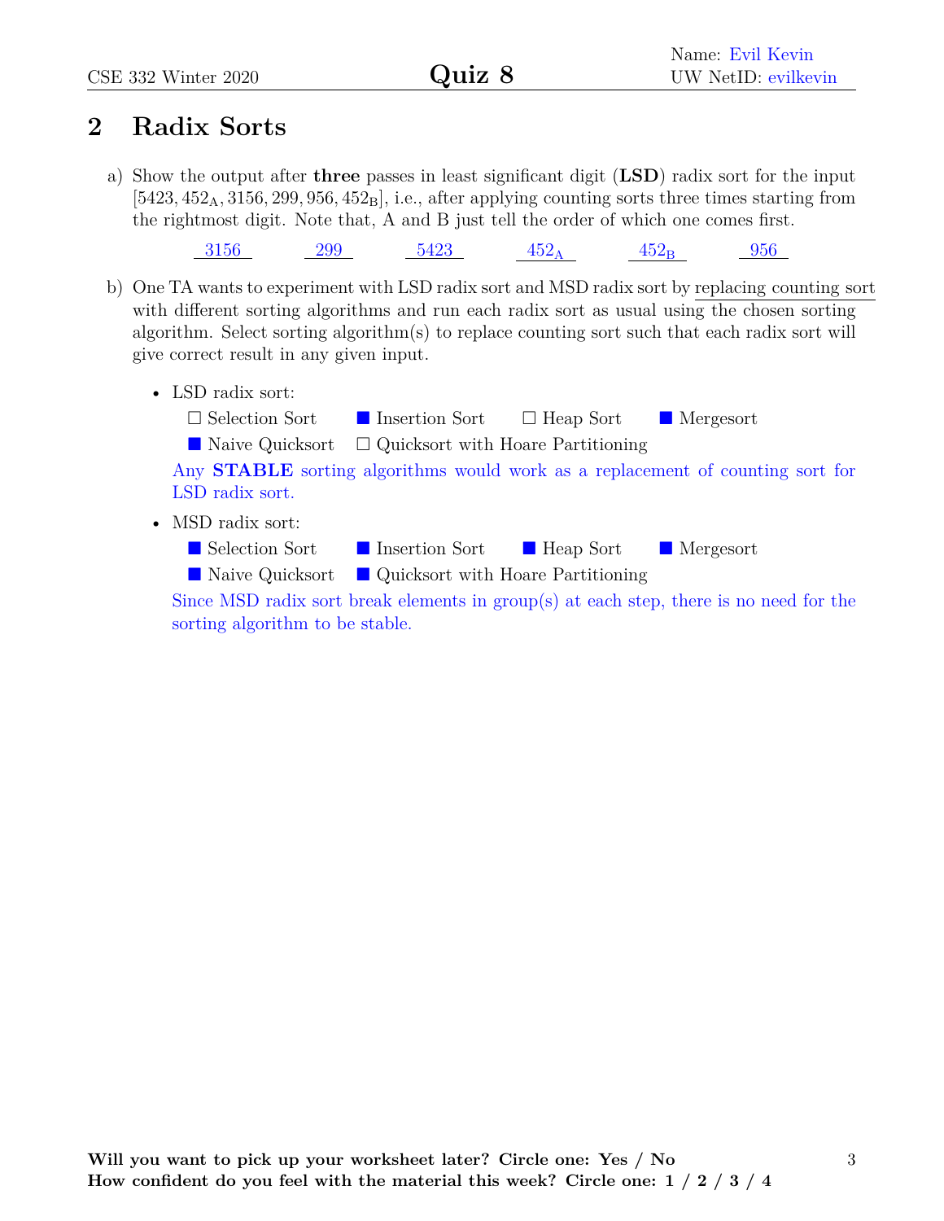## 2 Radix Sorts

a) Show the output after **three** passes in least significant digit (**LSD**) radix sort for the input $[5423, 452_A, 3156, 299, 956, 452_B]$, i.e., after applying counting sorts three times starting from the rightmost digit. Note that, A and B just tell the order of which one comes first.

3156 &nbsp;&nbsp; 299 &nbsp;&nbsp; 5423 &nbsp;&nbsp; $452_A$ &nbsp;&nbsp; $452_B$ &nbsp;&nbsp; 956

b) One TA wants to experiment with LSD radix sort and MSD radix sort by replacing counting sort with different sorting algorithms and run each radix sort as usual using the chosen sorting algorithm. Select sorting algorithm(s) to replace counting sort such that each radix sort will give correct result in any given input.

- LSD radix sort:

  ☐ Selection Sort &nbsp;&nbsp; ■ Insertion Sort &nbsp;&nbsp; ☐ Heap Sort &nbsp;&nbsp; ■ Mergesort

  ■ Naive Quicksort &nbsp;&nbsp; ☐ Quicksort with Hoare Partitioning

  Any **STABLE** sorting algorithms would work as a replacement of counting sort for LSD radix sort.

- MSD radix sort:

  ■ Selection Sort &nbsp;&nbsp; ■ Insertion Sort &nbsp;&nbsp; ■ Heap Sort &nbsp;&nbsp; ■ Mergesort

  ■ Naive Quicksort &nbsp;&nbsp; ■ Quicksort with Hoare Partitioning

  Since MSD radix sort break elements in group(s) at each step, there is no need for the sorting algorithm to be stable.